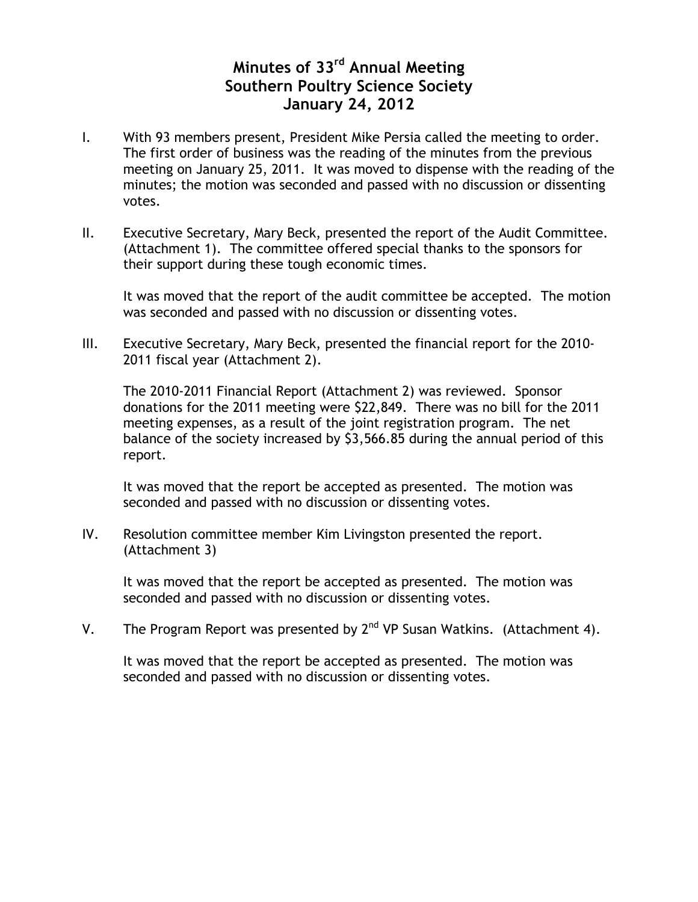# Minutes of 33rd Annual Meeting
# Southern Poultry Science Society
# January 24, 2012

I. With 93 members present, President Mike Persia called the meeting to order. The first order of business was the reading of the minutes from the previous meeting on January 25, 2011. It was moved to dispense with the reading of the minutes; the motion was seconded and passed with no discussion or dissenting votes.

II. Executive Secretary, Mary Beck, presented the report of the Audit Committee. (Attachment 1). The committee offered special thanks to the sponsors for their support during these tough economic times.

   It was moved that the report of the audit committee be accepted. The motion was seconded and passed with no discussion or dissenting votes.

III. Executive Secretary, Mary Beck, presented the financial report for the 2010-2011 fiscal year (Attachment 2).

   The 2010-2011 Financial Report (Attachment 2) was reviewed. Sponsor donations for the 2011 meeting were $22,849. There was no bill for the 2011 meeting expenses, as a result of the joint registration program. The net balance of the society increased by $3,566.85 during the annual period of this report.

   It was moved that the report be accepted as presented. The motion was seconded and passed with no discussion or dissenting votes.

IV. Resolution committee member Kim Livingston presented the report. (Attachment 3)

   It was moved that the report be accepted as presented. The motion was seconded and passed with no discussion or dissenting votes.

V. The Program Report was presented by 2nd VP Susan Watkins. (Attachment 4).

   It was moved that the report be accepted as presented. The motion was seconded and passed with no discussion or dissenting votes.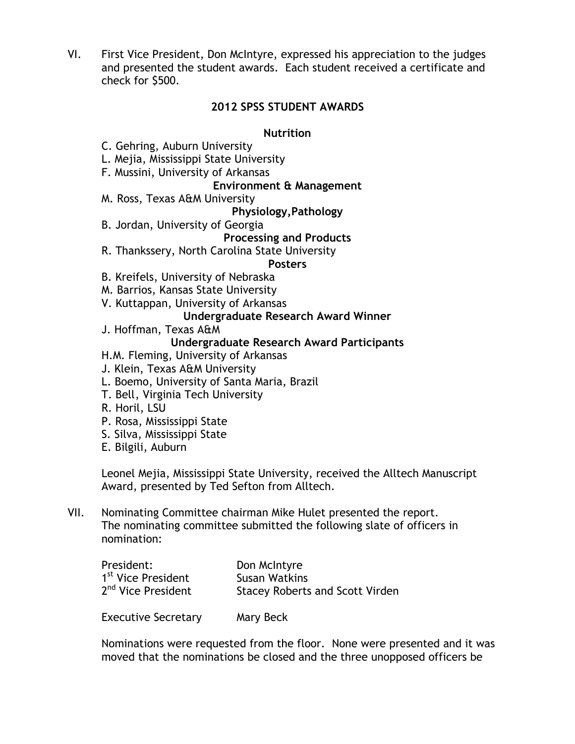VI. First Vice President, Don McIntyre, expressed his appreciation to the judges and presented the student awards. Each student received a certificate and check for $500.

## 2012 SPSS STUDENT AWARDS

**Nutrition**

C. Gehring, Auburn University
L. Mejia, Mississippi State University
F. Mussini, University of Arkansas

**Environment & Management**

M. Ross, Texas A&M University

**Physiology,Pathology**

B. Jordan, University of Georgia

**Processing and Products**

R. Thankssery, North Carolina State University

**Posters**

B. Kreifels, University of Nebraska
M. Barrios, Kansas State University
V. Kuttappan, University of Arkansas

**Undergraduate Research Award Winner**

J. Hoffman, Texas A&M

**Undergraduate Research Award Participants**

H.M. Fleming, University of Arkansas
J. Klein, Texas A&M University
L. Boemo, University of Santa Maria, Brazil
T. Bell, Virginia Tech University
R. Horil, LSU
P. Rosa, Mississippi State
S. Silva, Mississippi State
E. Bilgili, Auburn

Leonel Mejia, Mississippi State University, received the Alltech Manuscript Award, presented by Ted Sefton from Alltech.

VII. Nominating Committee chairman Mike Hulet presented the report. The nominating committee submitted the following slate of officers in nomination:

| | |
|---|---|
| President: | Don McIntyre |
| 1st Vice President | Susan Watkins |
| 2nd Vice President | Stacey Roberts and Scott Virden |
| Executive Secretary | Mary Beck |

Nominations were requested from the floor. None were presented and it was moved that the nominations be closed and the three unopposed officers be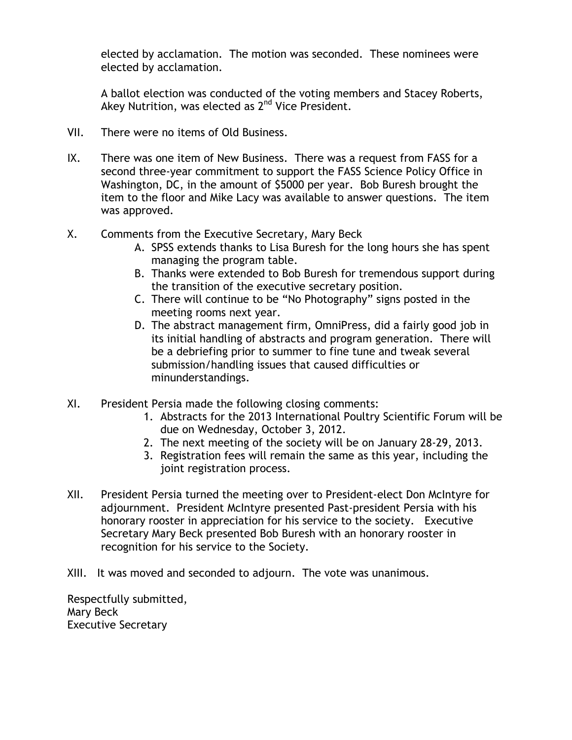elected by acclamation. The motion was seconded. These nominees were elected by acclamation.

A ballot election was conducted of the voting members and Stacey Roberts, Akey Nutrition, was elected as 2nd Vice President.

VII. There were no items of Old Business.

IX. There was one item of New Business. There was a request from FASS for a second three-year commitment to support the FASS Science Policy Office in Washington, DC, in the amount of $5000 per year. Bob Buresh brought the item to the floor and Mike Lacy was available to answer questions. The item was approved.

X. Comments from the Executive Secretary, Mary Beck

A. SPSS extends thanks to Lisa Buresh for the long hours she has spent managing the program table.
B. Thanks were extended to Bob Buresh for tremendous support during the transition of the executive secretary position.
C. There will continue to be "No Photography" signs posted in the meeting rooms next year.
D. The abstract management firm, OmniPress, did a fairly good job in its initial handling of abstracts and program generation. There will be a debriefing prior to summer to fine tune and tweak several submission/handling issues that caused difficulties or minunderstandings.

XI. President Persia made the following closing comments:

1. Abstracts for the 2013 International Poultry Scientific Forum will be due on Wednesday, October 3, 2012.
2. The next meeting of the society will be on January 28-29, 2013.
3. Registration fees will remain the same as this year, including the joint registration process.

XII. President Persia turned the meeting over to President-elect Don McIntyre for adjournment. President McIntyre presented Past-president Persia with his honorary rooster in appreciation for his service to the society. Executive Secretary Mary Beck presented Bob Buresh with an honorary rooster in recognition for his service to the Society.

XIII. It was moved and seconded to adjourn. The vote was unanimous.

Respectfully submitted,
Mary Beck
Executive Secretary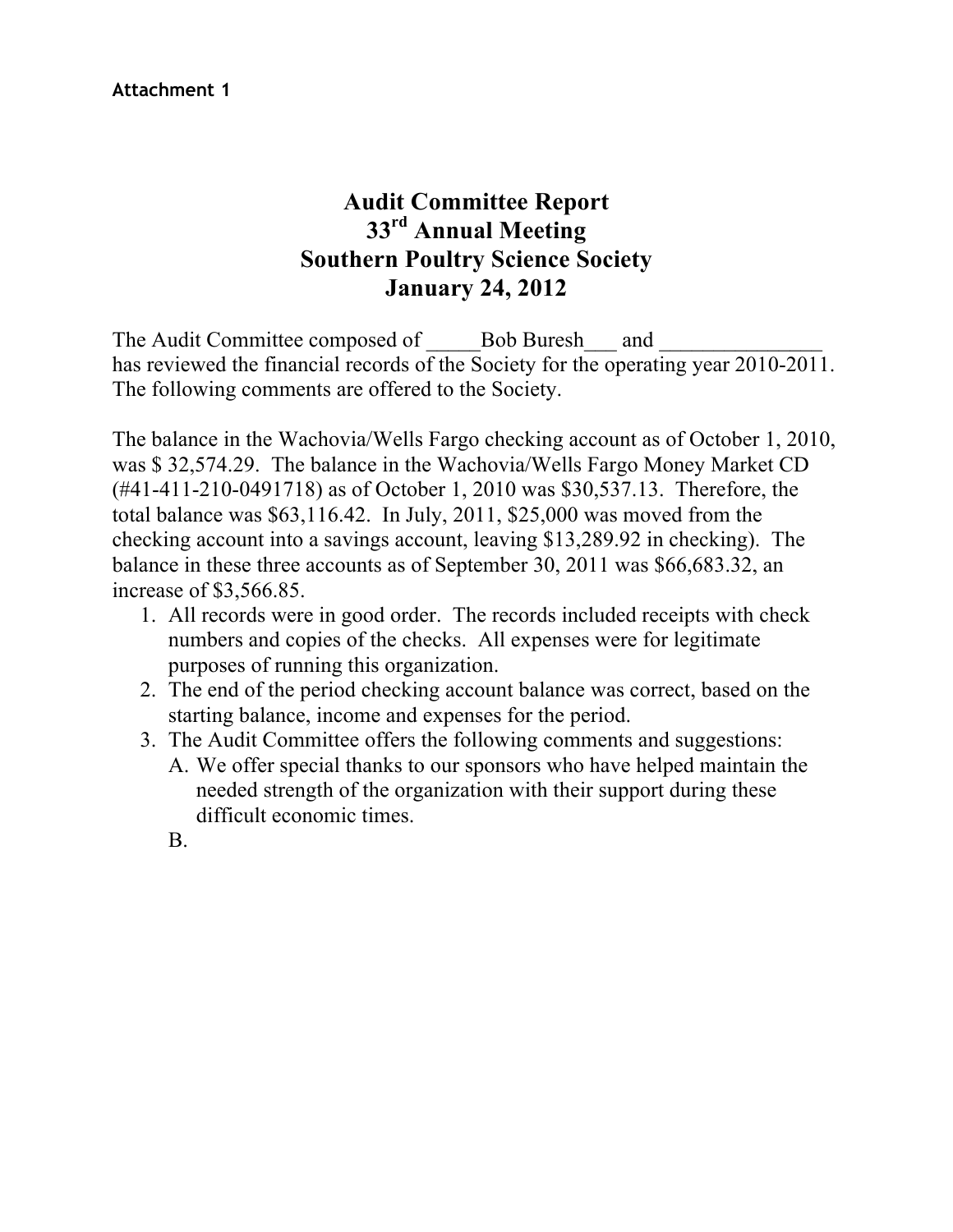**Attachment 1**

# Audit Committee Report
# 33rd Annual Meeting
# Southern Poultry Science Society
# January 24, 2012

The Audit Committee composed of _____Bob Buresh___ and _______________ has reviewed the financial records of the Society for the operating year 2010-2011. The following comments are offered to the Society.

The balance in the Wachovia/Wells Fargo checking account as of October 1, 2010, was $ 32,574.29. The balance in the Wachovia/Wells Fargo Money Market CD (#41-411-210-0491718) as of October 1, 2010 was $30,537.13. Therefore, the total balance was $63,116.42. In July, 2011, $25,000 was moved from the checking account into a savings account, leaving $13,289.92 in checking). The balance in these three accounts as of September 30, 2011 was $66,683.32, an increase of $3,566.85.

1. All records were in good order. The records included receipts with check numbers and copies of the checks. All expenses were for legitimate purposes of running this organization.
2. The end of the period checking account balance was correct, based on the starting balance, income and expenses for the period.
3. The Audit Committee offers the following comments and suggestions:
   A. We offer special thanks to our sponsors who have helped maintain the needed strength of the organization with their support during these difficult economic times.
   B.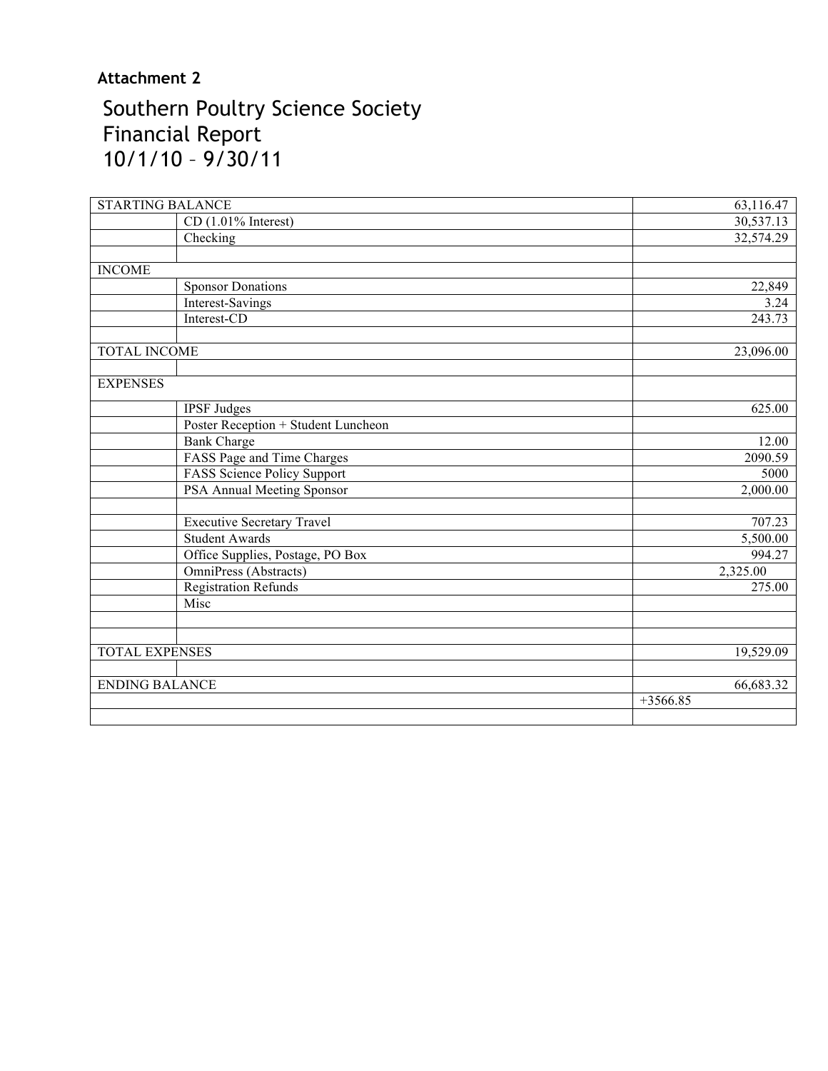**Attachment 2**

# Southern Poultry Science Society
# Financial Report
# 10/1/10 – 9/30/11

| | | |
|---|---|---|
| STARTING BALANCE | | 63,116.47 |
| | CD (1.01% Interest) | 30,537.13 |
| | Checking | 32,574.29 |
| | | |
| INCOME | | |
| | Sponsor Donations | 22,849 |
| | Interest-Savings | 3.24 |
| | Interest-CD | 243.73 |
| | | |
| TOTAL INCOME | | 23,096.00 |
| | | |
| EXPENSES | | |
| | IPSF Judges | 625.00 |
| | Poster Reception + Student Luncheon | |
| | Bank Charge | 12.00 |
| | FASS Page and Time Charges | 2090.59 |
| | FASS Science Policy Support | 5000 |
| | PSA Annual Meeting Sponsor | 2,000.00 |
| | | |
| | Executive Secretary Travel | 707.23 |
| | Student Awards | 5,500.00 |
| | Office Supplies, Postage, PO Box | 994.27 |
| | OmniPress (Abstracts) | 2,325.00 |
| | Registration Refunds | 275.00 |
| | Misc | |
| | | |
| | | |
| TOTAL EXPENSES | | 19,529.09 |
| | | |
| ENDING BALANCE | | 66,683.32 |
| | | +3566.85 |
| | | |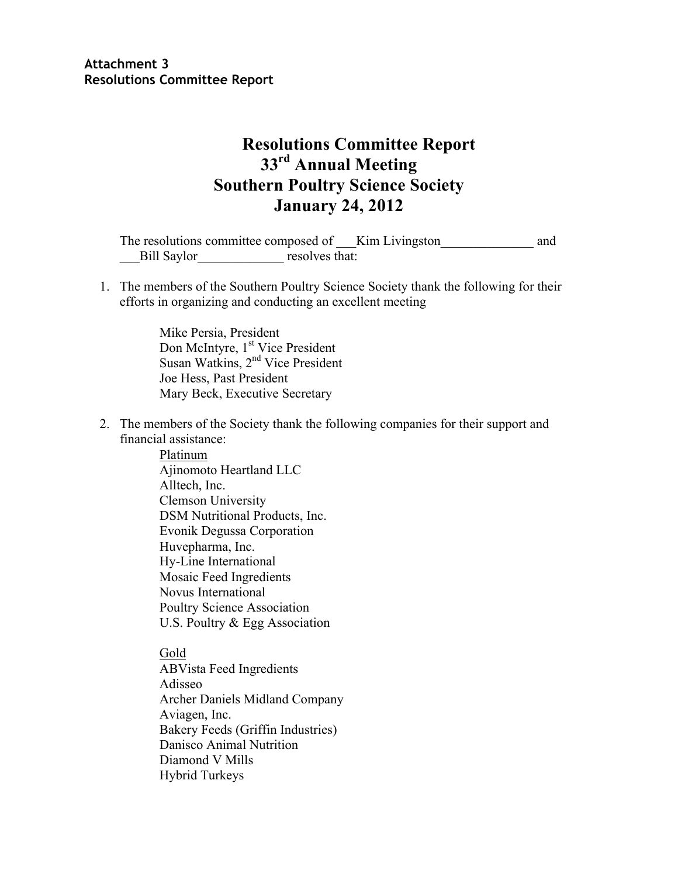**Attachment 3**
**Resolutions Committee Report**

# Resolutions Committee Report
## 33rd Annual Meeting
## Southern Poultry Science Society
## January 24, 2012

The resolutions committee composed of \_\_\_Kim Livingston\_\_\_\_\_\_\_\_\_\_\_\_\_\_ and \_\_\_Bill Saylor\_\_\_\_\_\_\_\_\_\_\_\_\_ resolves that:

1. The members of the Southern Poultry Science Society thank the following for their efforts in organizing and conducting an excellent meeting

   Mike Persia, President
   Don McIntyre, 1st Vice President
   Susan Watkins, 2nd Vice President
   Joe Hess, Past President
   Mary Beck, Executive Secretary

2. The members of the Society thank the following companies for their support and financial assistance:

   Platinum
   Ajinomoto Heartland LLC
   Alltech, Inc.
   Clemson University
   DSM Nutritional Products, Inc.
   Evonik Degussa Corporation
   Huvepharma, Inc.
   Hy-Line International
   Mosaic Feed Ingredients
   Novus International
   Poultry Science Association
   U.S. Poultry & Egg Association

   Gold
   ABVista Feed Ingredients
   Adisseo
   Archer Daniels Midland Company
   Aviagen, Inc.
   Bakery Feeds (Griffin Industries)
   Danisco Animal Nutrition
   Diamond V Mills
   Hybrid Turkeys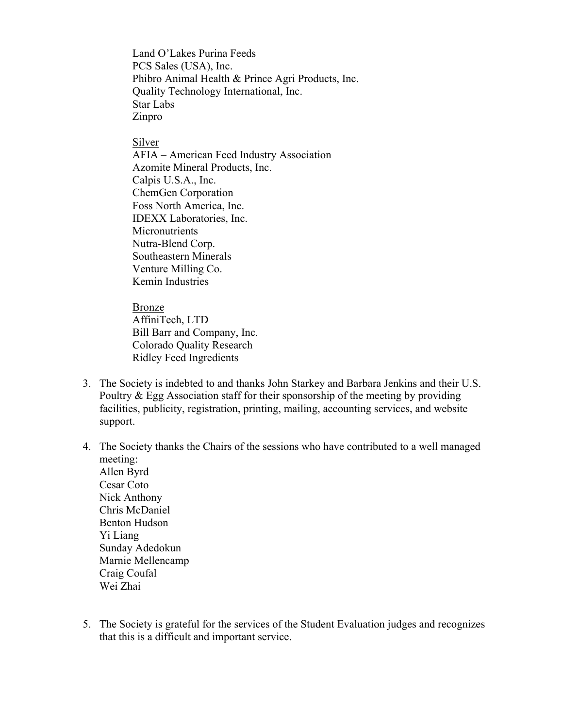Land O'Lakes Purina Feeds
PCS Sales (USA), Inc.
Phibro Animal Health & Prince Agri Products, Inc.
Quality Technology International, Inc.
Star Labs
Zinpro

<u>Silver</u>
AFIA – American Feed Industry Association
Azomite Mineral Products, Inc.
Calpis U.S.A., Inc.
ChemGen Corporation
Foss North America, Inc.
IDEXX Laboratories, Inc.
Micronutrients
Nutra-Blend Corp.
Southeastern Minerals
Venture Milling Co.
Kemin Industries

<u>Bronze</u>
AffiniTech, LTD
Bill Barr and Company, Inc.
Colorado Quality Research
Ridley Feed Ingredients

3. The Society is indebted to and thanks John Starkey and Barbara Jenkins and their U.S. Poultry & Egg Association staff for their sponsorship of the meeting by providing facilities, publicity, registration, printing, mailing, accounting services, and website support.

4. The Society thanks the Chairs of the sessions who have contributed to a well managed meeting:
   Allen Byrd
   Cesar Coto
   Nick Anthony
   Chris McDaniel
   Benton Hudson
   Yi Liang
   Sunday Adedokun
   Marnie Mellencamp
   Craig Coufal
   Wei Zhai

5. The Society is grateful for the services of the Student Evaluation judges and recognizes that this is a difficult and important service.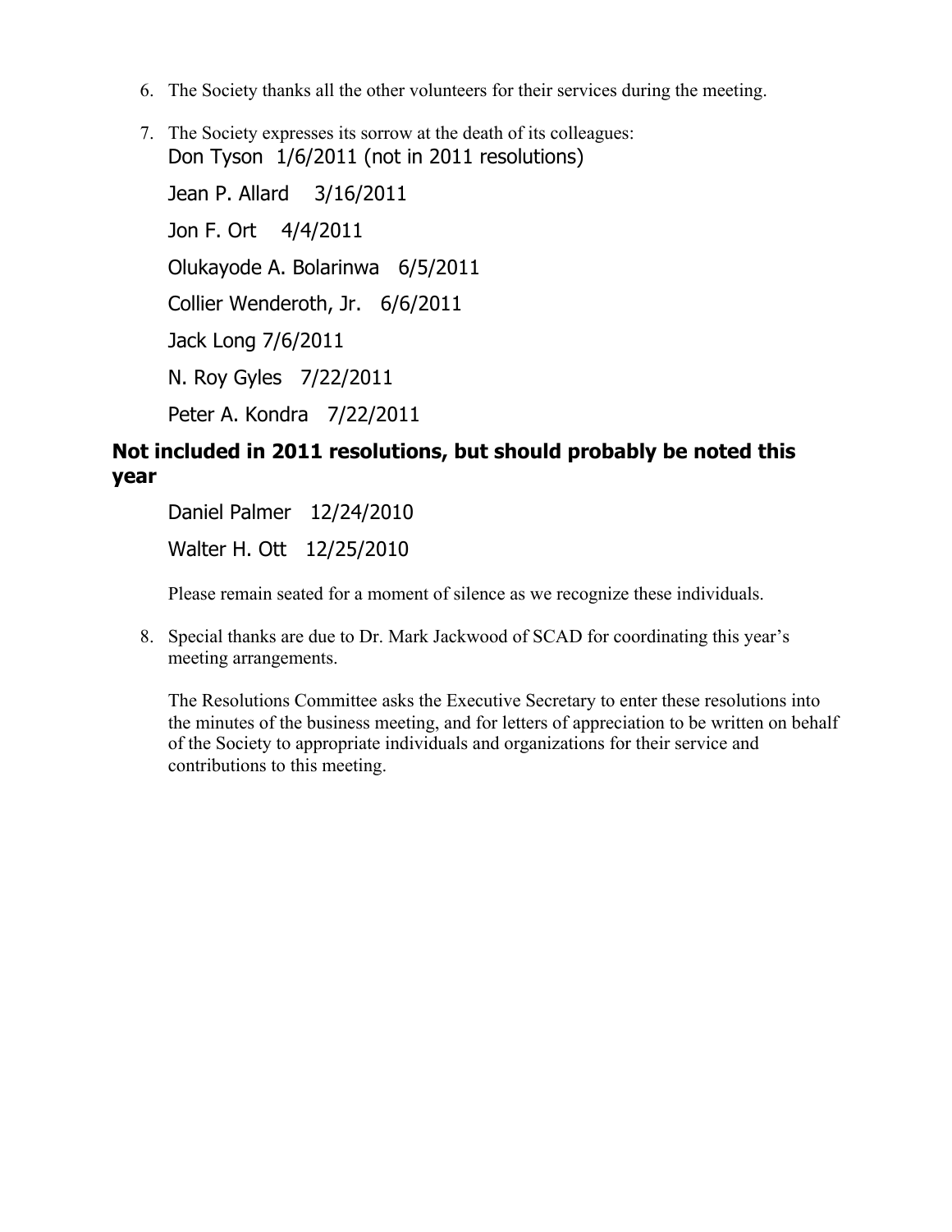6. The Society thanks all the other volunteers for their services during the meeting.

7. The Society expresses its sorrow at the death of its colleagues:

   Don Tyson 1/6/2011 (not in 2011 resolutions)

   Jean P. Allard 3/16/2011

   Jon F. Ort 4/4/2011

   Olukayode A. Bolarinwa 6/5/2011

   Collier Wenderoth, Jr. 6/6/2011

   Jack Long 7/6/2011

   N. Roy Gyles 7/22/2011

   Peter A. Kondra 7/22/2011

**Not included in 2011 resolutions, but should probably be noted this year**

   Daniel Palmer 12/24/2010

   Walter H. Ott 12/25/2010

   Please remain seated for a moment of silence as we recognize these individuals.

8. Special thanks are due to Dr. Mark Jackwood of SCAD for coordinating this year's meeting arrangements.

   The Resolutions Committee asks the Executive Secretary to enter these resolutions into the minutes of the business meeting, and for letters of appreciation to be written on behalf of the Society to appropriate individuals and organizations for their service and contributions to this meeting.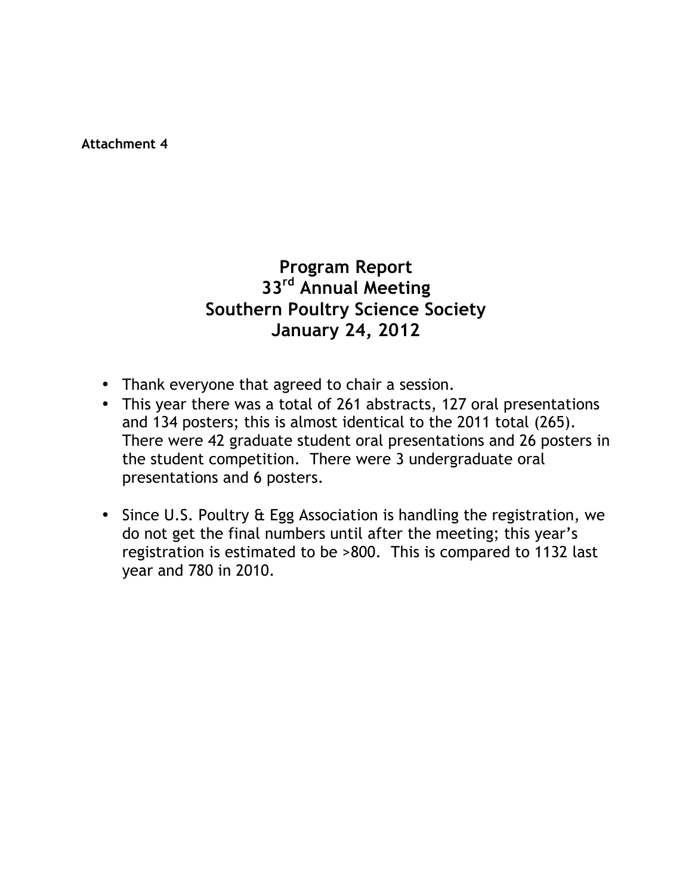**Attachment 4**

# Program Report
# 33rd Annual Meeting
# Southern Poultry Science Society
# January 24, 2012

- Thank everyone that agreed to chair a session.
- This year there was a total of 261 abstracts, 127 oral presentations and 134 posters; this is almost identical to the 2011 total (265). There were 42 graduate student oral presentations and 26 posters in the student competition. There were 3 undergraduate oral presentations and 6 posters.

- Since U.S. Poultry & Egg Association is handling the registration, we do not get the final numbers until after the meeting; this year's registration is estimated to be >800. This is compared to 1132 last year and 780 in 2010.